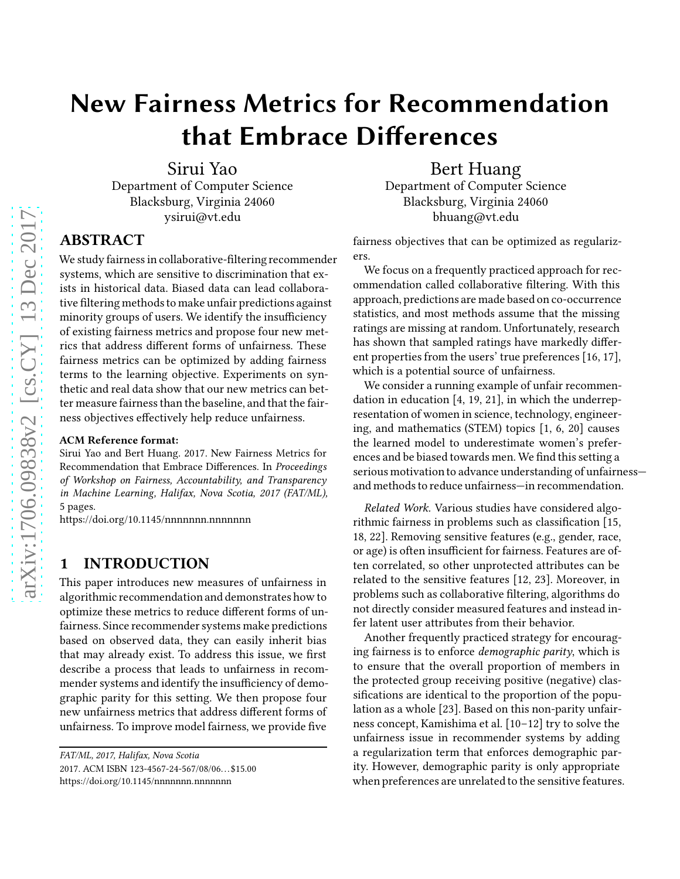# New Fairness Metrics for Recommendation that Embrace Differences

Sirui Yao
Department of Computer Science
Blacksburg, Virginia 24060
ysirui@vt.edu

Bert Huang
Department of Computer Science
Blacksburg, Virginia 24060
bhuang@vt.edu

## ABSTRACT

We study fairness in collaborative-filtering recommender systems, which are sensitive to discrimination that exists in historical data. Biased data can lead collaborative filtering methods to make unfair predictions against minority groups of users. We identify the insufficiency of existing fairness metrics and propose four new metrics that address different forms of unfairness. These fairness metrics can be optimized by adding fairness terms to the learning objective. Experiments on synthetic and real data show that our new metrics can better measure fairness than the baseline, and that the fairness objectives effectively help reduce unfairness.

**ACM Reference format:**
Sirui Yao and Bert Huang. 2017. New Fairness Metrics for Recommendation that Embrace Differences. In *Proceedings of Workshop on Fairness, Accountability, and Transparency in Machine Learning, Halifax, Nova Scotia, 2017 (FAT/ML),* 5 pages.
https://doi.org/10.1145/nnnnnnn.nnnnnnn

## 1 INTRODUCTION

This paper introduces new measures of unfairness in algorithmic recommendation and demonstrates how to optimize these metrics to reduce different forms of unfairness. Since recommender systems make predictions based on observed data, they can easily inherit bias that may already exist. To address this issue, we first describe a process that leads to unfairness in recommender systems and identify the insufficiency of demographic parity for this setting. We then propose four new unfairness metrics that address different forms of unfairness. To improve model fairness, we provide five fairness objectives that can be optimized as regularizers.

We focus on a frequently practiced approach for recommendation called collaborative filtering. With this approach, predictions are made based on co-occurrence statistics, and most methods assume that the missing ratings are missing at random. Unfortunately, research has shown that sampled ratings have markedly different properties from the users' true preferences [16, 17], which is a potential source of unfairness.

We consider a running example of unfair recommendation in education [4, 19, 21], in which the underrepresentation of women in science, technology, engineering, and mathematics (STEM) topics [1, 6, 20] causes the learned model to underestimate women's preferences and be biased towards men. We find this setting a serious motivation to advance understanding of unfairness—and methods to reduce unfairness—in recommendation.

*Related Work.* Various studies have considered algorithmic fairness in problems such as classification [15, 18, 22]. Removing sensitive features (e.g., gender, race, or age) is often insufficient for fairness. Features are often correlated, so other unprotected attributes can be related to the sensitive features [12, 23]. Moreover, in problems such as collaborative filtering, algorithms do not directly consider measured features and instead infer latent user attributes from their behavior.

Another frequently practiced strategy for encouraging fairness is to enforce *demographic parity*, which is to ensure that the overall proportion of members in the protected group receiving positive (negative) classifications are identical to the proportion of the population as a whole [23]. Based on this non-parity unfairness concept, Kamishima et al. [10–12] try to solve the unfairness issue in recommender systems by adding a regularization term that enforces demographic parity. However, demographic parity is only appropriate when preferences are unrelated to the sensitive features.

*FAT/ML, 2017, Halifax, Nova Scotia*
2017. ACM ISBN 123-4567-24-567/08/06...$15.00
https://doi.org/10.1145/nnnnnnn.nnnnnnn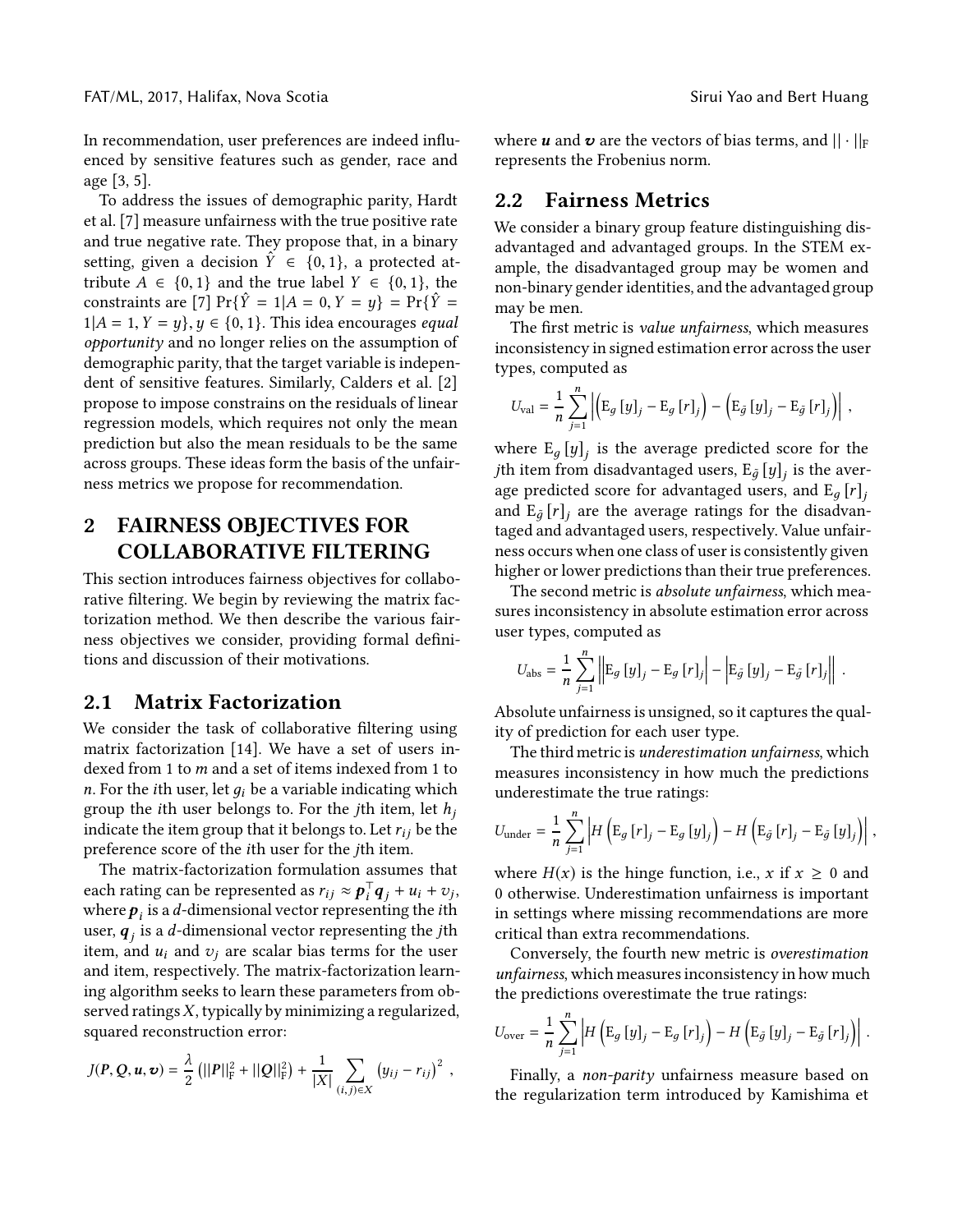In recommendation, user preferences are indeed influenced by sensitive features such as gender, race and age [3, 5].

To address the issues of demographic parity, Hardt et al. [7] measure unfairness with the true positive rate and true negative rate. They propose that, in a binary setting, given a decision $\hat{Y} \in \{0, 1\}$, a protected attribute $A \in \{0, 1\}$ and the true label $Y \in \{0, 1\}$, the constraints are [7] $\Pr\{\hat{Y} = 1 | A = 0, Y = y\} = \Pr\{\hat{Y} = 1 | A = 1, Y = y\}, y \in \{0, 1\}$. This idea encourages *equal opportunity* and no longer relies on the assumption of demographic parity, that the target variable is independent of sensitive features. Similarly, Calders et al. [2] propose to impose constrains on the residuals of linear regression models, which requires not only the mean prediction but also the mean residuals to be the same across groups. These ideas form the basis of the unfairness metrics we propose for recommendation.

## 2 FAIRNESS OBJECTIVES FOR COLLABORATIVE FILTERING

This section introduces fairness objectives for collaborative filtering. We begin by reviewing the matrix factorization method. We then describe the various fairness objectives we consider, providing formal definitions and discussion of their motivations.

### 2.1 Matrix Factorization

We consider the task of collaborative filtering using matrix factorization [14]. We have a set of users indexed from 1 to $m$ and a set of items indexed from 1 to $n$. For the $i$th user, let $g_i$ be a variable indicating which group the $i$th user belongs to. For the $j$th item, let $h_j$ indicate the item group that it belongs to. Let $r_{ij}$ be the preference score of the $i$th user for the $j$th item.

The matrix-factorization formulation assumes that each rating can be represented as $r_{ij} \approx \boldsymbol{p}_i^\top \boldsymbol{q}_j + u_i + v_j$, where $\boldsymbol{p}_i$ is a $d$-dimensional vector representing the $i$th user, $\boldsymbol{q}_j$ is a $d$-dimensional vector representing the $j$th item, and $u_i$ and $v_j$ are scalar bias terms for the user and item, respectively. The matrix-factorization learning algorithm seeks to learn these parameters from observed ratings $X$, typically by minimizing a regularized, squared reconstruction error:

$$J(\boldsymbol{P}, \boldsymbol{Q}, \boldsymbol{u}, \boldsymbol{v}) = \frac{\lambda}{2} \left( ||\boldsymbol{P}||_{\mathrm{F}}^2 + ||\boldsymbol{Q}||_{\mathrm{F}}^2 \right) + \frac{1}{|X|} \sum_{(i,j) \in X} \left( y_{ij} - r_{ij} \right)^2 ,$$

where $\boldsymbol{u}$ and $\boldsymbol{v}$ are the vectors of bias terms, and $|| \cdot ||_{\mathrm{F}}$ represents the Frobenius norm.

### 2.2 Fairness Metrics

We consider a binary group feature distinguishing disadvantaged and advantaged groups. In the STEM example, the disadvantaged group may be women and non-binary gender identities, and the advantaged group may be men.

The first metric is *value unfairness*, which measures inconsistency in signed estimation error across the user types, computed as

$$U_{\text{val}} = \frac{1}{n} \sum_{j=1}^{n} \left| \left( \mathrm{E}_g [y]_j - \mathrm{E}_g [r]_j \right) - \left( \mathrm{E}_{\neg g} [y]_j - \mathrm{E}_{\neg g} [r]_j \right) \right| ,$$

where $\mathrm{E}_g [y]_j$ is the average predicted score for the $j$th item from disadvantaged users, $\mathrm{E}_{\neg g} [y]_j$ is the average predicted score for advantaged users, and $\mathrm{E}_g [r]_j$ and $\mathrm{E}_{\neg g} [r]_j$ are the average ratings for the disadvantaged and advantaged users, respectively. Value unfairness occurs when one class of user is consistently given higher or lower predictions than their true preferences.

The second metric is *absolute unfairness*, which measures inconsistency in absolute estimation error across user types, computed as

$$U_{\text{abs}} = \frac{1}{n} \sum_{j=1}^{n} \left| \left| \mathrm{E}_g [y]_j - \mathrm{E}_g [r]_j \right| - \left| \mathrm{E}_{\neg g} [y]_j - \mathrm{E}_{\neg g} [r]_j \right| \right| .$$

Absolute unfairness is unsigned, so it captures the quality of prediction for each user type.

The third metric is *underestimation unfairness*, which measures inconsistency in how much the predictions underestimate the true ratings:

$$U_{\text{under}} = \frac{1}{n} \sum_{j=1}^{n} \left| H \left( \mathrm{E}_g [r]_j - \mathrm{E}_g [y]_j \right) - H \left( \mathrm{E}_{\neg g} [r]_j - \mathrm{E}_{\neg g} [y]_j \right) \right| ,$$

where $H(x)$ is the hinge function, i.e., $x$ if $x \geq 0$ and 0 otherwise. Underestimation unfairness is important in settings where missing recommendations are more critical than extra recommendations.

Conversely, the fourth new metric is *overestimation unfairness*, which measures inconsistency in how much the predictions overestimate the true ratings:

$$U_{\text{over}} = \frac{1}{n} \sum_{j=1}^{n} \left| H \left( \mathrm{E}_g [y]_j - \mathrm{E}_g [r]_j \right) - H \left( \mathrm{E}_{\neg g} [y]_j - \mathrm{E}_{\neg g} [r]_j \right) \right| .$$

Finally, a *non-parity* unfairness measure based on the regularization term introduced by Kamishima et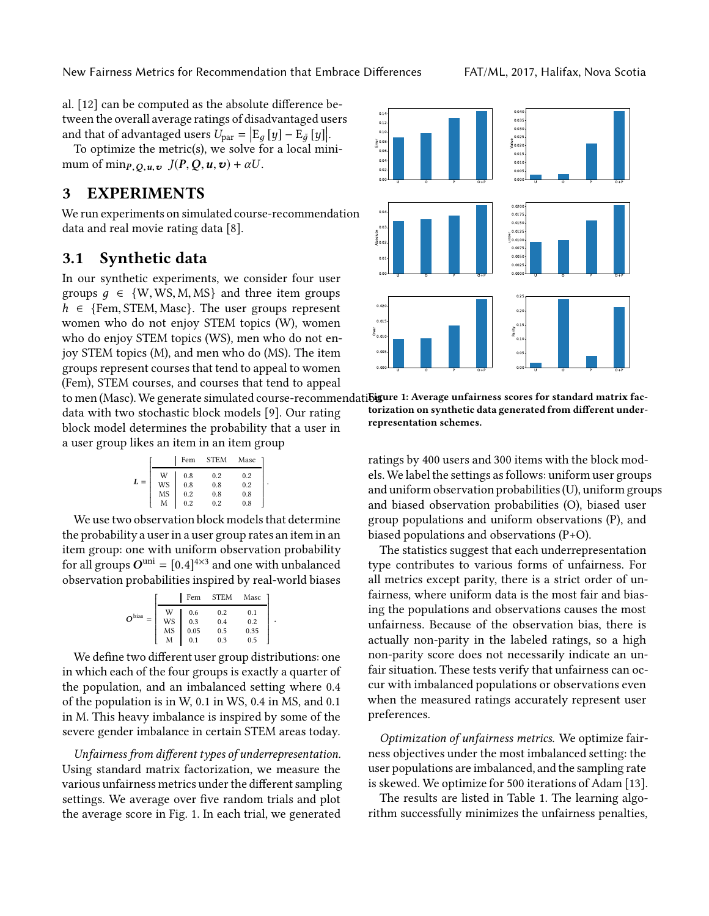al. [12] can be computed as the absolute difference between the overall average ratings of disadvantaged users and that of advantaged users $U_{\text{par}} = \left|\mathbb{E}_g[y] - \mathbb{E}_{\neg g}[y]\right|$.

To optimize the metric(s), we solve for a local minimum of $\min_{P,Q,u,v} \; J(P,Q,u,v) + \alpha U$.

# 3 EXPERIMENTS

We run experiments on simulated course-recommendation data and real movie rating data [8].

## 3.1 Synthetic data

In our synthetic experiments, we consider four user groups $g \in \{\text{W}, \text{WS}, \text{M}, \text{MS}\}$ and three item groups $h \in \{\text{Fem}, \text{STEM}, \text{Masc}\}$. The user groups represent women who do not enjoy STEM topics (W), women who do enjoy STEM topics (WS), men who do not enjoy STEM topics (M), and men who do (MS). The item groups represent courses that tend to appeal to women (Fem), STEM courses, and courses that tend to appeal to men (Masc). We generate simulated course-recommendation data with two stochastic block models [9]. Our rating block model determines the probability that a user in a user group likes an item in an item group

$$L = \left[\begin{array}{c|ccc} & \text{Fem} & \text{STEM} & \text{Masc} \\ \hline \text{W} & 0.8 & 0.2 & 0.2 \\ \text{WS} & 0.8 & 0.8 & 0.2 \\ \text{MS} & 0.2 & 0.8 & 0.8 \\ \text{M} & 0.2 & 0.2 & 0.8 \end{array}\right].$$

We use two observation block models that determine the probability a user in a user group rates an item in an item group: one with uniform observation probability for all groups $O^{\text{uni}} = [0.4]^{4\times 3}$ and one with unbalanced observation probabilities inspired by real-world biases

$$O^{\text{bias}} = \left[\begin{array}{c|ccc} & \text{Fem} & \text{STEM} & \text{Masc} \\ \hline \text{W} & 0.6 & 0.2 & 0.1 \\ \text{WS} & 0.3 & 0.4 & 0.2 \\ \text{MS} & 0.05 & 0.5 & 0.35 \\ \text{M} & 0.1 & 0.3 & 0.5 \end{array}\right].$$

We define two different user group distributions: one in which each of the four groups is exactly a quarter of the population, and an imbalanced setting where 0.4 of the population is in W, 0.1 in WS, 0.4 in MS, and 0.1 in M. This heavy imbalance is inspired by some of the severe gender imbalance in certain STEM areas today.

*Unfairness from different types of underrepresentation.* Using standard matrix factorization, we measure the various unfairness metrics under the different sampling settings. We average over five random trials and plot the average score in Fig. 1. In each trial, we generated ratings by 400 users and 300 items with the block models. We label the settings as follows: uniform user groups and uniform observation probabilities (U), uniform groups and biased observation probabilities (O), biased user group populations and uniform observations (P), and biased populations and observations (P+O).

**Figure 1: Average unfairness scores for standard matrix factorization on synthetic data generated from different underrepresentation schemes.**

The statistics suggest that each underrepresentation type contributes to various forms of unfairness. For all metrics except parity, there is a strict order of unfairness, where uniform data is the most fair and biasing the populations and observations causes the most unfairness. Because of the observation bias, there is actually non-parity in the labeled ratings, so a high non-parity score does not necessarily indicate an unfair situation. These tests verify that unfairness can occur with imbalanced populations or observations even when the measured ratings accurately represent user preferences.

*Optimization of unfairness metrics.* We optimize fairness objectives under the most imbalanced setting: the user populations are imbalanced, and the sampling rate is skewed. We optimize for 500 iterations of Adam [13].

The results are listed in Table 1. The learning algorithm successfully minimizes the unfairness penalties,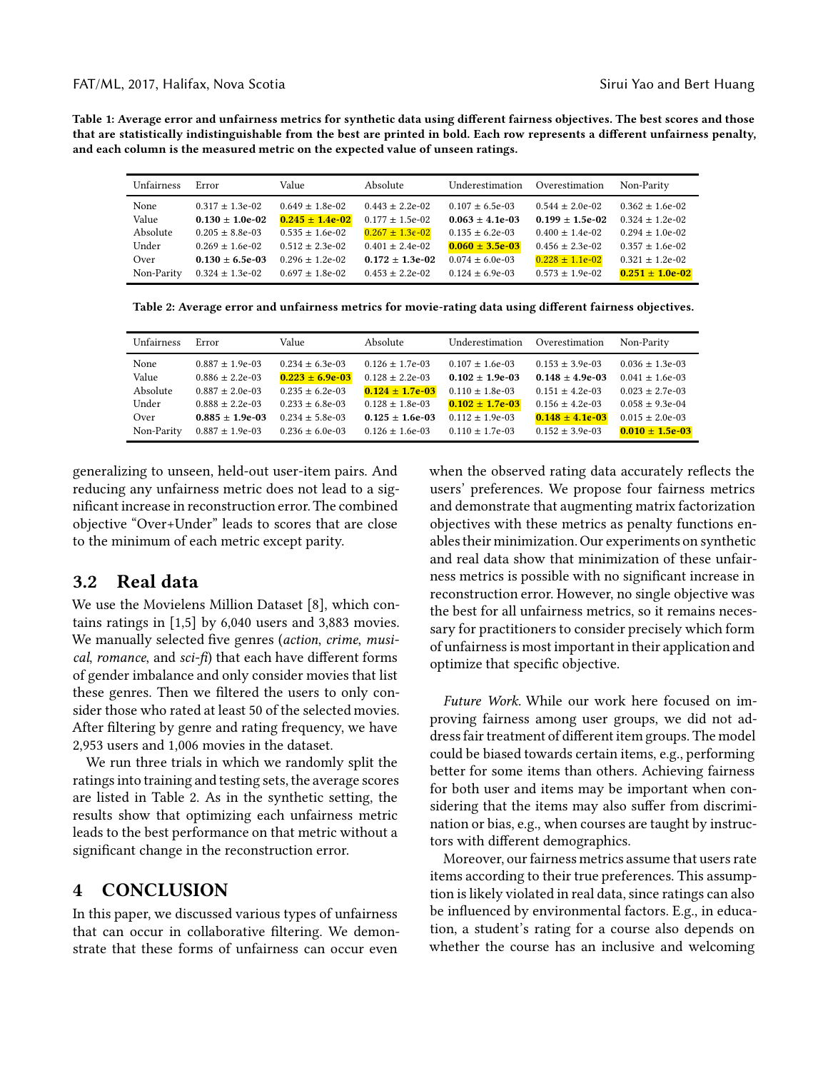**Table 1: Average error and unfairness metrics for synthetic data using different fairness objectives. The best scores and those that are statistically indistinguishable from the best are printed in bold. Each row represents a different unfairness penalty, and each column is the measured metric on the expected value of unseen ratings.**

| Unfairness | Error | Value | Absolute | Underestimation | Overestimation | Non-Parity |
|---|---|---|---|---|---|---|
| None | 0.317 ± 1.3e-02 | 0.649 ± 1.8e-02 | 0.443 ± 2.2e-02 | 0.107 ± 6.5e-03 | 0.544 ± 2.0e-02 | 0.362 ± 1.6e-02 |
| Value | **0.130 ± 1.0e-02** | **0.245 ± 1.4e-02** | 0.177 ± 1.5e-02 | **0.063 ± 4.1e-03** | **0.199 ± 1.5e-02** | 0.324 ± 1.2e-02 |
| Absolute | 0.205 ± 8.8e-03 | 0.535 ± 1.6e-02 | 0.267 ± 1.3e-02 | 0.135 ± 6.2e-03 | 0.400 ± 1.4e-02 | 0.294 ± 1.0e-02 |
| Under | 0.269 ± 1.6e-02 | 0.512 ± 2.3e-02 | 0.401 ± 2.4e-02 | **0.060 ± 3.5e-03** | 0.456 ± 2.3e-02 | 0.357 ± 1.6e-02 |
| Over | **0.130 ± 6.5e-03** | 0.296 ± 1.2e-02 | **0.172 ± 1.3e-02** | 0.074 ± 6.0e-03 | 0.228 ± 1.1e-02 | 0.321 ± 1.2e-02 |
| Non-Parity | 0.324 ± 1.3e-02 | 0.697 ± 1.8e-02 | 0.453 ± 2.2e-02 | 0.124 ± 6.9e-03 | 0.573 ± 1.9e-02 | **0.251 ± 1.0e-02** |

**Table 2: Average error and unfairness metrics for movie-rating data using different fairness objectives.**

| Unfairness | Error | Value | Absolute | Underestimation | Overestimation | Non-Parity |
|---|---|---|---|---|---|---|
| None | 0.887 ± 1.9e-03 | 0.234 ± 6.3e-03 | 0.126 ± 1.7e-03 | 0.107 ± 1.6e-03 | 0.153 ± 3.9e-03 | 0.036 ± 1.3e-03 |
| Value | 0.886 ± 2.2e-03 | **0.223 ± 6.9e-03** | 0.128 ± 2.2e-03 | **0.102 ± 1.9e-03** | **0.148 ± 4.9e-03** | 0.041 ± 1.6e-03 |
| Absolute | 0.887 ± 2.0e-03 | 0.235 ± 6.2e-03 | **0.124 ± 1.7e-03** | 0.110 ± 1.8e-03 | 0.151 ± 4.2e-03 | 0.023 ± 2.7e-03 |
| Under | 0.888 ± 2.2e-03 | 0.233 ± 6.8e-03 | 0.128 ± 1.8e-03 | **0.102 ± 1.7e-03** | 0.156 ± 4.2e-03 | 0.058 ± 9.3e-04 |
| Over | **0.885 ± 1.9e-03** | 0.234 ± 5.8e-03 | **0.125 ± 1.6e-03** | 0.112 ± 1.9e-03 | **0.148 ± 4.1e-03** | 0.015 ± 2.0e-03 |
| Non-Parity | 0.887 ± 1.9e-03 | 0.236 ± 6.0e-03 | 0.126 ± 1.6e-03 | 0.110 ± 1.7e-03 | 0.152 ± 3.9e-03 | **0.010 ± 1.5e-03** |

generalizing to unseen, held-out user-item pairs. And reducing any unfairness metric does not lead to a significant increase in reconstruction error. The combined objective "Over+Under" leads to scores that are close to the minimum of each metric except parity.

## 3.2 Real data

We use the Movielens Million Dataset [8], which contains ratings in [1,5] by 6,040 users and 3,883 movies. We manually selected five genres (*action*, *crime*, *musical*, *romance*, and *sci-fi*) that each have different forms of gender imbalance and only consider movies that list these genres. Then we filtered the users to only consider those who rated at least 50 of the selected movies. After filtering by genre and rating frequency, we have 2,953 users and 1,006 movies in the dataset.

We run three trials in which we randomly split the ratings into training and testing sets, the average scores are listed in Table 2. As in the synthetic setting, the results show that optimizing each unfairness metric leads to the best performance on that metric without a significant change in the reconstruction error.

# 4 CONCLUSION

In this paper, we discussed various types of unfairness that can occur in collaborative filtering. We demonstrate that these forms of unfairness can occur even when the observed rating data accurately reflects the users' preferences. We propose four fairness metrics and demonstrate that augmenting matrix factorization objectives with these metrics as penalty functions enables their minimization. Our experiments on synthetic and real data show that minimization of these unfairness metrics is possible with no significant increase in reconstruction error. However, no single objective was the best for all unfairness metrics, so it remains necessary for practitioners to consider precisely which form of unfairness is most important in their application and optimize that specific objective.

*Future Work.* While our work here focused on improving fairness among user groups, we did not address fair treatment of different item groups. The model could be biased towards certain items, e.g., performing better for some items than others. Achieving fairness for both user and items may be important when considering that the items may also suffer from discrimination or bias, e.g., when courses are taught by instructors with different demographics.

Moreover, our fairness metrics assume that users rate items according to their true preferences. This assumption is likely violated in real data, since ratings can also be influenced by environmental factors. E.g., in education, a student's rating for a course also depends on whether the course has an inclusive and welcoming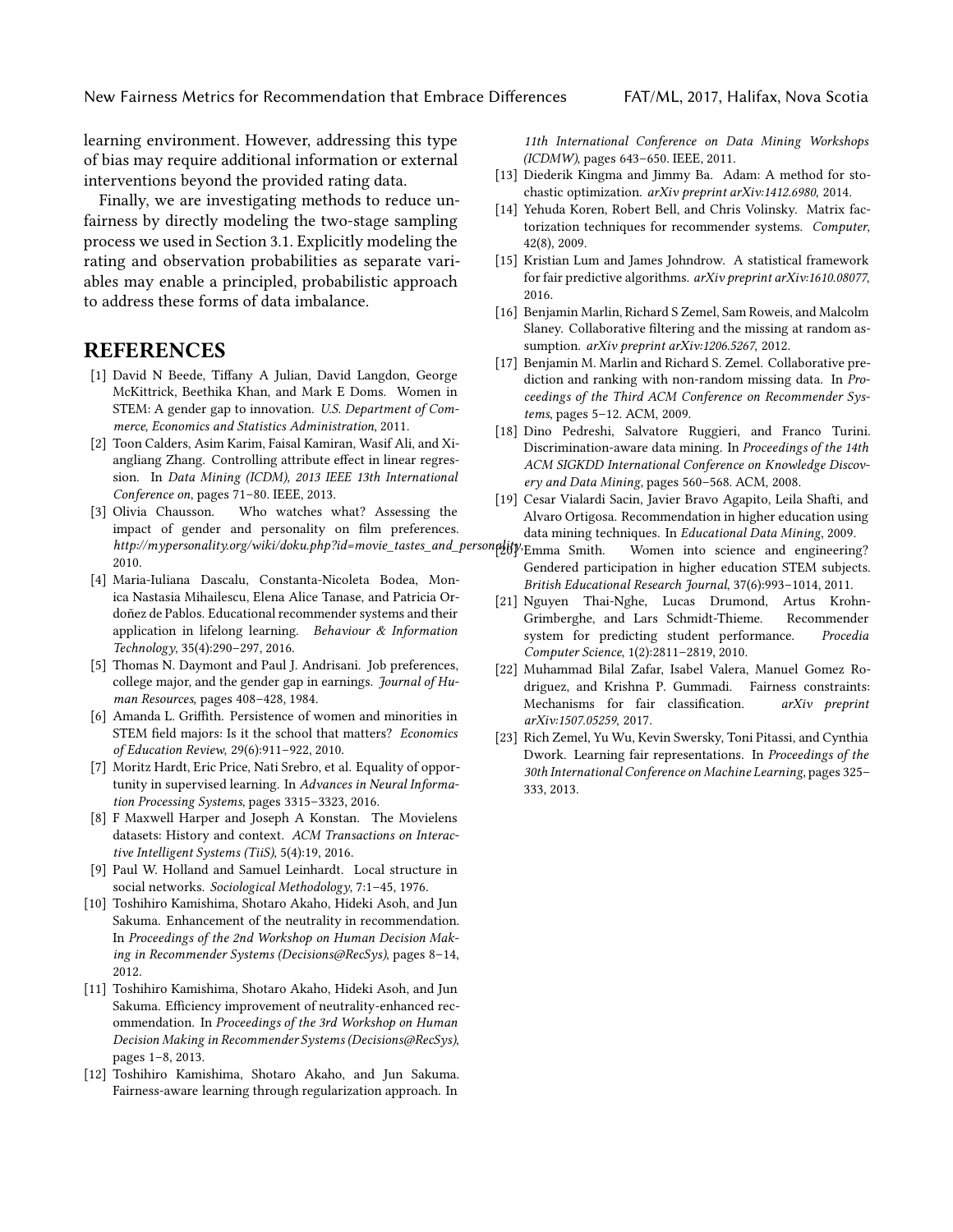learning environment. However, addressing this type of bias may require additional information or external interventions beyond the provided rating data.

Finally, we are investigating methods to reduce unfairness by directly modeling the two-stage sampling process we used in Section 3.1. Explicitly modeling the rating and observation probabilities as separate variables may enable a principled, probabilistic approach to address these forms of data imbalance.

## REFERENCES

[1] David N Beede, Tiffany A Julian, David Langdon, George McKittrick, Beethika Khan, and Mark E Doms. Women in STEM: A gender gap to innovation. *U.S. Department of Commerce, Economics and Statistics Administration*, 2011.

[2] Toon Calders, Asim Karim, Faisal Kamiran, Wasif Ali, and Xiangliang Zhang. Controlling attribute effect in linear regression. In *Data Mining (ICDM), 2013 IEEE 13th International Conference on*, pages 71–80. IEEE, 2013.

[3] Olivia Chausson. Who watches what? Assessing the impact of gender and personality on film preferences. *http://mypersonality.org/wiki/doku.php?id=movie_tastes_and_personality*, 2010.

[4] Maria-Iuliana Dascalu, Constanta-Nicoleta Bodea, Monica Nastasia Mihailescu, Elena Alice Tanase, and Patricia Ordoñez de Pablos. Educational recommender systems and their application in lifelong learning. *Behaviour & Information Technology*, 35(4):290–297, 2016.

[5] Thomas N. Daymont and Paul J. Andrisani. Job preferences, college major, and the gender gap in earnings. *Journal of Human Resources*, pages 408–428, 1984.

[6] Amanda L. Griffith. Persistence of women and minorities in STEM field majors: Is it the school that matters? *Economics of Education Review*, 29(6):911–922, 2010.

[7] Moritz Hardt, Eric Price, Nati Srebro, et al. Equality of opportunity in supervised learning. In *Advances in Neural Information Processing Systems*, pages 3315–3323, 2016.

[8] F Maxwell Harper and Joseph A Konstan. The Movielens datasets: History and context. *ACM Transactions on Interactive Intelligent Systems (TiiS)*, 5(4):19, 2016.

[9] Paul W. Holland and Samuel Leinhardt. Local structure in social networks. *Sociological Methodology*, 7:1–45, 1976.

[10] Toshihiro Kamishima, Shotaro Akaho, Hideki Asoh, and Jun Sakuma. Enhancement of the neutrality in recommendation. In *Proceedings of the 2nd Workshop on Human Decision Making in Recommender Systems (Decisions@RecSys)*, pages 8–14, 2012.

[11] Toshihiro Kamishima, Shotaro Akaho, Hideki Asoh, and Jun Sakuma. Efficiency improvement of neutrality-enhanced recommendation. In *Proceedings of the 3rd Workshop on Human Decision Making in Recommender Systems (Decisions@RecSys)*, pages 1–8, 2013.

[12] Toshihiro Kamishima, Shotaro Akaho, and Jun Sakuma. Fairness-aware learning through regularization approach. In *11th International Conference on Data Mining Workshops (ICDMW)*, pages 643–650. IEEE, 2011.

[13] Diederik Kingma and Jimmy Ba. Adam: A method for stochastic optimization. *arXiv preprint arXiv:1412.6980*, 2014.

[14] Yehuda Koren, Robert Bell, and Chris Volinsky. Matrix factorization techniques for recommender systems. *Computer*, 42(8), 2009.

[15] Kristian Lum and James Johndrow. A statistical framework for fair predictive algorithms. *arXiv preprint arXiv:1610.08077*, 2016.

[16] Benjamin Marlin, Richard S Zemel, Sam Roweis, and Malcolm Slaney. Collaborative filtering and the missing at random assumption. *arXiv preprint arXiv:1206.5267*, 2012.

[17] Benjamin M. Marlin and Richard S. Zemel. Collaborative prediction and ranking with non-random missing data. In *Proceedings of the Third ACM Conference on Recommender Systems*, pages 5–12. ACM, 2009.

[18] Dino Pedreshi, Salvatore Ruggieri, and Franco Turini. Discrimination-aware data mining. In *Proceedings of the 14th ACM SIGKDD International Conference on Knowledge Discovery and Data Mining*, pages 560–568. ACM, 2008.

[19] Cesar Vialardi Sacin, Javier Bravo Agapito, Leila Shafti, and Alvaro Ortigosa. Recommendation in higher education using data mining techniques. In *Educational Data Mining*, 2009.

[20] Emma Smith. Women into science and engineering? Gendered participation in higher education STEM subjects. *British Educational Research Journal*, 37(6):993–1014, 2011.

[21] Nguyen Thai-Nghe, Lucas Drumond, Artus Krohn-Grimberghe, and Lars Schmidt-Thieme. Recommender system for predicting student performance. *Procedia Computer Science*, 1(2):2811–2819, 2010.

[22] Muhammad Bilal Zafar, Isabel Valera, Manuel Gomez Rodriguez, and Krishna P. Gummadi. Fairness constraints: Mechanisms for fair classification. *arXiv preprint arXiv:1507.05259*, 2017.

[23] Rich Zemel, Yu Wu, Kevin Swersky, Toni Pitassi, and Cynthia Dwork. Learning fair representations. In *Proceedings of the 30th International Conference on Machine Learning*, pages 325–333, 2013.